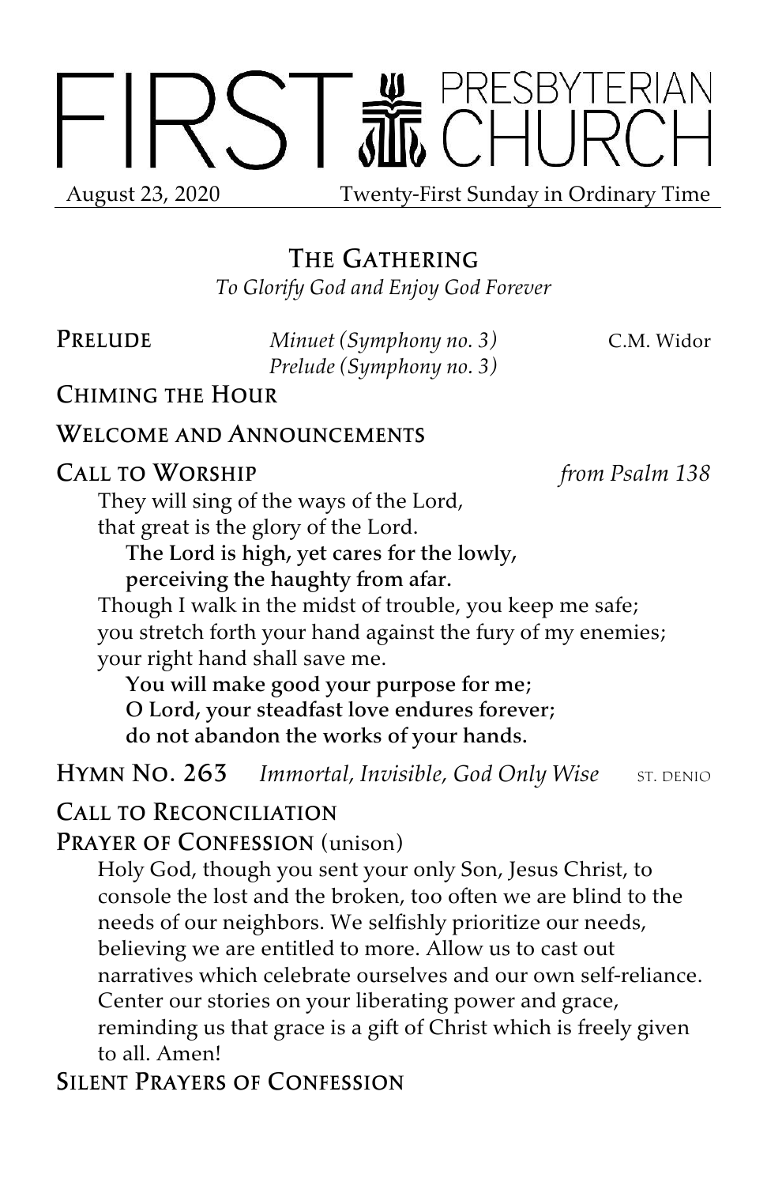# FIRST PRESBYTERIAN CHURCH

August 23, 2020 Twenty-First Sunday in Ordinary Time

## The Gathering

*To Glorify God and Enjoy God Forever*

**Prelude** *Minuet (Symphony no. 3)* C.M. Widor
*Prelude (Symphony no. 3)*

**Chiming the Hour**

**Welcome and Announcements**

**Call to Worship** *from Psalm 138*

They will sing of the ways of the Lord,
that great is the glory of the Lord.
**The Lord is high, yet cares for the lowly,**
**perceiving the haughty from afar.**
Though I walk in the midst of trouble, you keep me safe;
you stretch forth your hand against the fury of my enemies;
your right hand shall save me.
**You will make good your purpose for me;**
**O Lord, your steadfast love endures forever;**
**do not abandon the works of your hands.**

**Hymn No. 263** *Immortal, Invisible, God Only Wise* ST. DENIO

**Call to Reconciliation**

**Prayer of Confession** (unison)

Holy God, though you sent your only Son, Jesus Christ, to console the lost and the broken, too often we are blind to the needs of our neighbors. We selfishly prioritize our needs, believing we are entitled to more. Allow us to cast out narratives which celebrate ourselves and our own self-reliance. Center our stories on your liberating power and grace, reminding us that grace is a gift of Christ which is freely given to all. Amen!

**Silent Prayers of Confession**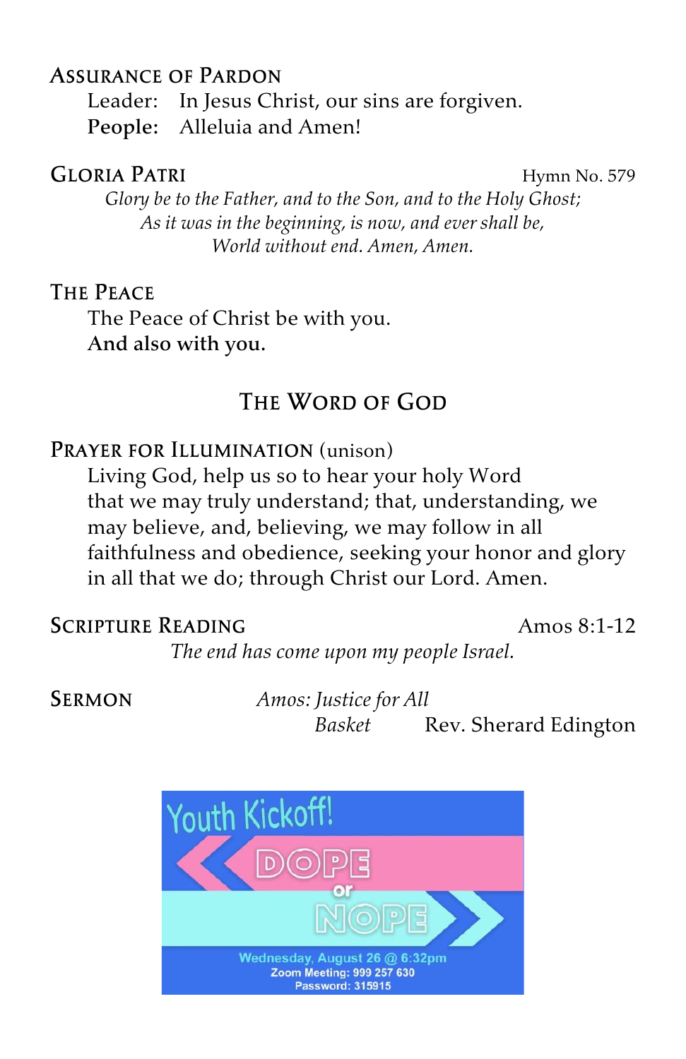## Assurance of Pardon

Leader: In Jesus Christ, our sins are forgiven.
**People: Alleluia and Amen!**

## Gloria Patri

Hymn No. 579

*Glory be to the Father, and to the Son, and to the Holy Ghost;*
*As it was in the beginning, is now, and ever shall be,*
*World without end. Amen, Amen.*

## The Peace

The Peace of Christ be with you.
**And also with you.**

# The Word of God

## Prayer for Illumination (unison)

Living God, help us so to hear your holy Word that we may truly understand; that, understanding, we may believe, and, believing, we may follow in all faithfulness and obedience, seeking your honor and glory in all that we do; through Christ our Lord. Amen.

## Scripture Reading

Amos 8:1-12

*The end has come upon my people Israel.*

## Sermon

*Amos: Justice for All*
*Basket* Rev. Sherard Edington

Youth Kickoff!
DOPE or NOPE
Wednesday, August 26 @ 6:32pm
Zoom Meeting: 999 257 630
Password: 315915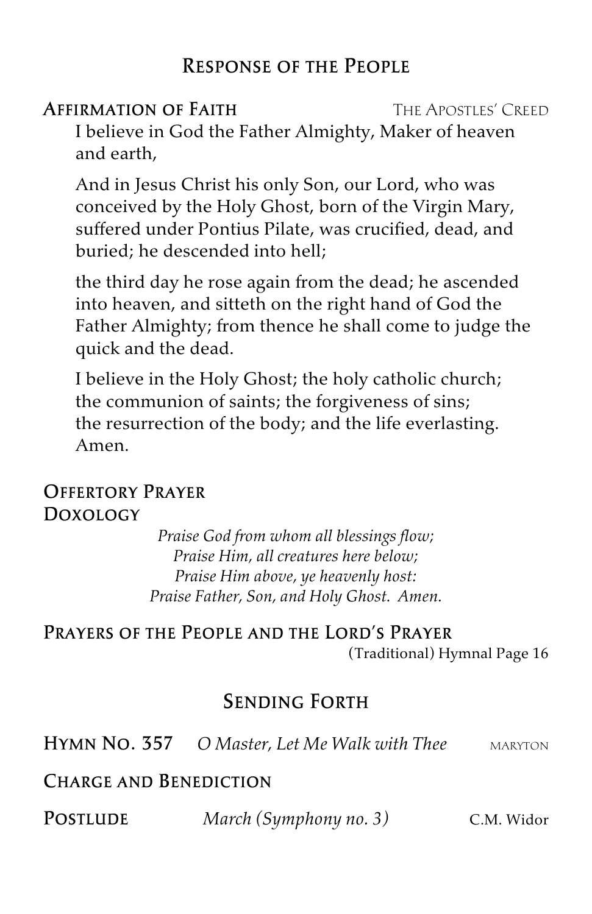## Response of the People

**Affirmation of Faith** — The Apostles' Creed

I believe in God the Father Almighty, Maker of heaven and earth,

And in Jesus Christ his only Son, our Lord, who was conceived by the Holy Ghost, born of the Virgin Mary, suffered under Pontius Pilate, was crucified, dead, and buried; he descended into hell;

the third day he rose again from the dead; he ascended into heaven, and sitteth on the right hand of God the Father Almighty; from thence he shall come to judge the quick and the dead.

I believe in the Holy Ghost; the holy catholic church; the communion of saints; the forgiveness of sins; the resurrection of the body; and the life everlasting. Amen.

**Offertory Prayer**

**Doxology**

*Praise God from whom all blessings flow;*
*Praise Him, all creatures here below;*
*Praise Him above, ye heavenly host:*
*Praise Father, Son, and Holy Ghost. Amen.*

**Prayers of the People and the Lord's Prayer**
(Traditional) Hymnal Page 16

## Sending Forth

**Hymn No. 357** *O Master, Let Me Walk with Thee* — MARYTON

**Charge and Benediction**

**Postlude** *March (Symphony no. 3)* — C.M. Widor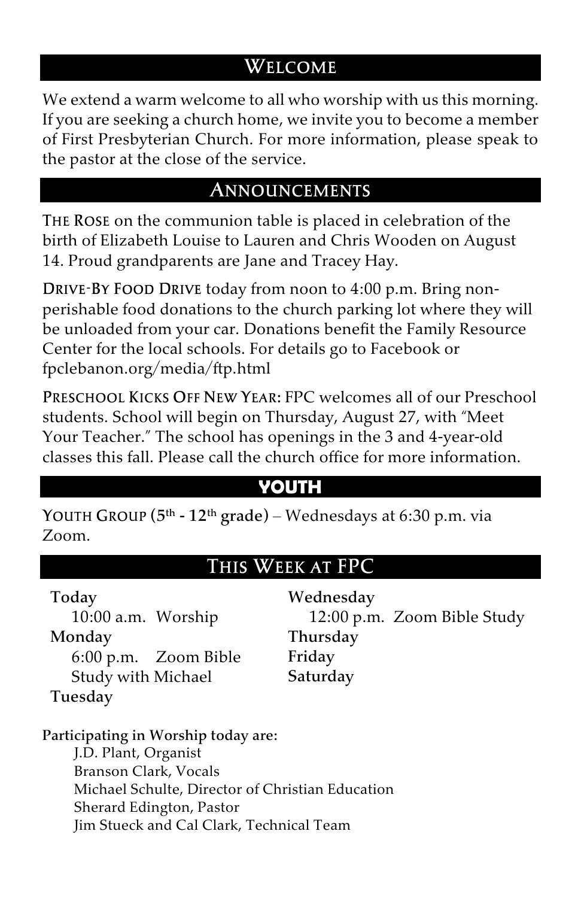## Welcome

We extend a warm welcome to all who worship with us this morning. If you are seeking a church home, we invite you to become a member of First Presbyterian Church. For more information, please speak to the pastor at the close of the service.

## Announcements

**The Rose** on the communion table is placed in celebration of the birth of Elizabeth Louise to Lauren and Chris Wooden on August 14. Proud grandparents are Jane and Tracey Hay.

**Drive-By Food Drive** today from noon to 4:00 p.m. Bring non-perishable food donations to the church parking lot where they will be unloaded from your car. Donations benefit the Family Resource Center for the local schools. For details go to Facebook or fpclebanon.org/media/ftp.html

**Preschool Kicks Off New Year:** FPC welcomes all of our Preschool students. School will begin on Thursday, August 27, with "Meet Your Teacher." The school has openings in the 3 and 4-year-old classes this fall. Please call the church office for more information.

## YOUTH

**Youth Group (5th - 12th grade)** – Wednesdays at 6:30 p.m. via Zoom.

## This Week at FPC

**Today**
10:00 a.m. Worship

**Monday**
6:00 p.m. Zoom Bible Study with Michael

**Tuesday**

**Wednesday**
12:00 p.m. Zoom Bible Study

**Thursday**

**Friday**

**Saturday**

**Participating in Worship today are:**

J.D. Plant, Organist
Branson Clark, Vocals
Michael Schulte, Director of Christian Education
Sherard Edington, Pastor
Jim Stueck and Cal Clark, Technical Team